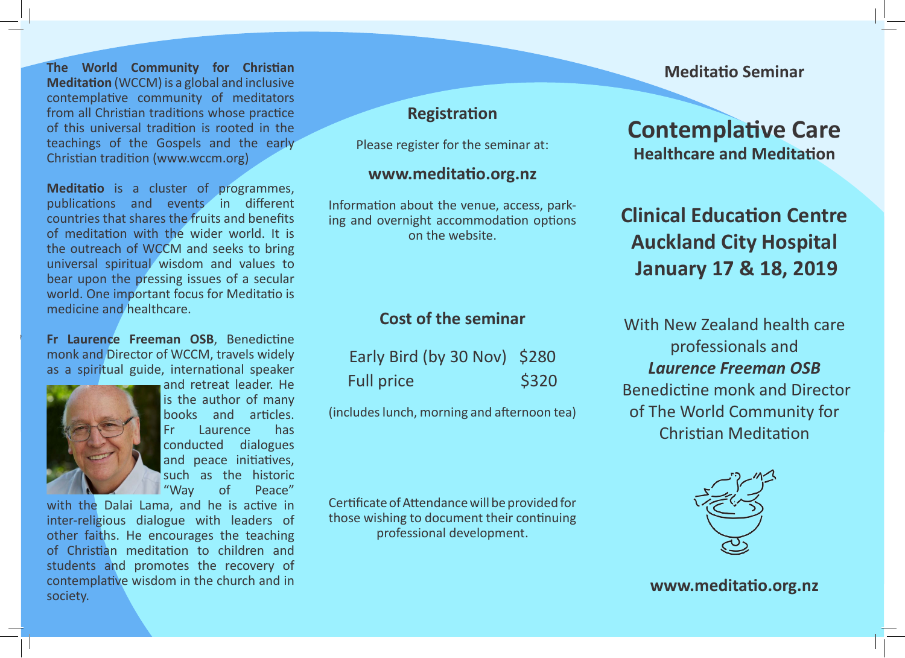**The World Community for Christian Meditation** (WCCM) is a global and inclusive contemplative community of meditators from all Christian traditions whose practice of this universal tradition is rooted in the teachings of the Gospels and the early Christian tradition (www.wccm.org)

**Meditatio** is a cluster of programmes, publications and events in different countries that shares the fruits and benefits of meditation with the wider world. It is the outreach of WCCM and seeks to bring universal spiritual wisdom and values to bear upon the pressing issues of a secular world. One important focus for Meditatio is medicine and healthcare.

**Fr Laurence Freeman OSB**, Benedictine monk and Director of WCCM, travels widely as a spiritual guide, international speaker and retreat leader. He is the author of many books and articles. Fr Laurence has conducted dialogues and peace initiatives, such as the historic "Way of Peace" with the Dalai Lama, and he is active in inter-religious dialogue with leaders of other faiths. He encourages the teaching of Christian meditation to children and students and promotes the recovery of contemplative wisdom in the church and in society.

## Registration

Please register for the seminar at:

**www.meditatio.org.nz**

Information about the venue, access, parking and overnight accommodation options on the website.

## Cost of the seminar

| | |
|---|---|
| Early Bird (by 30 Nov) | $280 |
| Full price | $320 |

(includes lunch, morning and afternoon tea)

Certificate of Attendance will be provided for those wishing to document their continuing professional development.

**Meditatio Seminar**

# Contemplative Care

### Healthcare and Meditation

## Clinical Education Centre
## Auckland City Hospital
## January 17 & 18, 2019

With New Zealand health care professionals and
***Laurence Freeman OSB***
Benedictine monk and Director of The World Community for Christian Meditation

**www.meditatio.org.nz**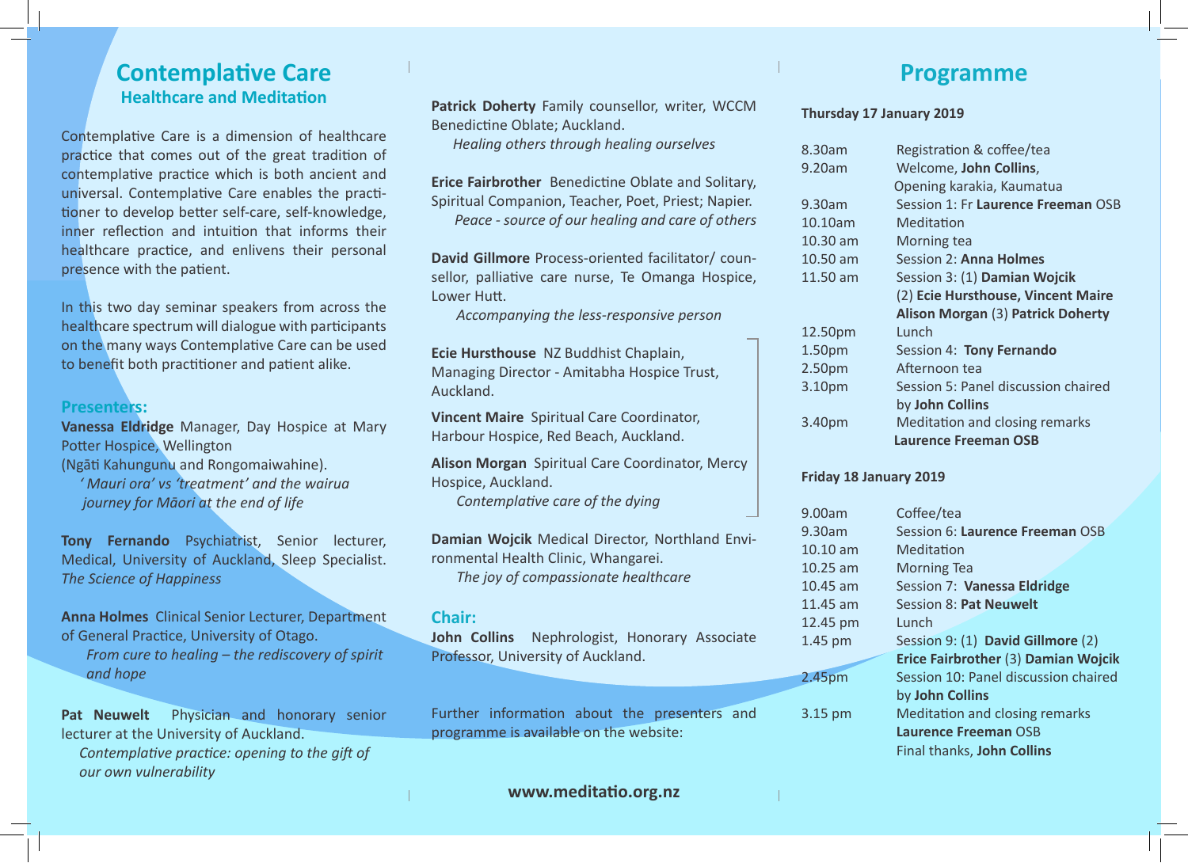# Contemplative Care

## Healthcare and Meditation

Contemplative Care is a dimension of healthcare practice that comes out of the great tradition of contemplative practice which is both ancient and universal. Contemplative Care enables the practitioner to develop better self-care, self-knowledge, inner reflection and intuition that informs their healthcare practice, and enlivens their personal presence with the patient.

In this two day seminar speakers from across the healthcare spectrum will dialogue with participants on the many ways Contemplative Care can be used to benefit both practitioner and patient alike.

### Presenters:

**Vanessa Eldridge** Manager, Day Hospice at Mary Potter Hospice, Wellington (Ngāti Kahungunu and Rongomaiwahine).
*' Mauri ora' vs 'treatment' and the wairua journey for Māori at the end of life*

**Tony Fernando** Psychiatrist, Senior lecturer, Medical, University of Auckland, Sleep Specialist.
*The Science of Happiness*

**Anna Holmes** Clinical Senior Lecturer, Department of General Practice, University of Otago.
*From cure to healing – the rediscovery of spirit and hope*

**Pat Neuwelt** Physician and honorary senior lecturer at the University of Auckland.
*Contemplative practice: opening to the gift of our own vulnerability*

**Patrick Doherty** Family counsellor, writer, WCCM Benedictine Oblate; Auckland.
*Healing others through healing ourselves*

**Erice Fairbrother** Benedictine Oblate and Solitary, Spiritual Companion, Teacher, Poet, Priest; Napier.
*Peace - source of our healing and care of others*

**David Gillmore** Process-oriented facilitator/ counsellor, palliative care nurse, Te Omanga Hospice, Lower Hutt.
*Accompanying the less-responsive person*

**Ecie Hursthouse** NZ Buddhist Chaplain, Managing Director - Amitabha Hospice Trust, Auckland.

**Vincent Maire** Spiritual Care Coordinator, Harbour Hospice, Red Beach, Auckland.

**Alison Morgan** Spiritual Care Coordinator, Mercy Hospice, Auckland.
*Contemplative care of the dying*

**Damian Wojcik** Medical Director, Northland Environmental Health Clinic, Whangarei.
*The joy of compassionate healthcare*

### Chair:

**John Collins** Nephrologist, Honorary Associate Professor, University of Auckland.

Further information about the presenters and programme is available on the website:

**www.meditatio.org.nz**

# Programme

**Thursday 17 January 2019**

| | |
|---|---|
| 8.30am | Registration & coffee/tea |
| 9.20am | Welcome, **John Collins**, Opening karakia, Kaumatua |
| 9.30am | Session 1: Fr **Laurence Freeman** OSB |
| 10.10am | Meditation |
| 10.30 am | Morning tea |
| 10.50 am | Session 2: **Anna Holmes** |
| 11.50 am | Session 3: (1) **Damian Wojcik** (2) **Ecie Hursthouse, Vincent Maire Alison Morgan** (3) **Patrick Doherty** |
| 12.50pm | Lunch |
| 1.50pm | Session 4: **Tony Fernando** |
| 2.50pm | Afternoon tea |
| 3.10pm | Session 5: Panel discussion chaired by **John Collins** |
| 3.40pm | Meditation and closing remarks **Laurence Freeman OSB** |

**Friday 18 January 2019**

| | |
|---|---|
| 9.00am | Coffee/tea |
| 9.30am | Session 6: **Laurence Freeman** OSB |
| 10.10 am | Meditation |
| 10.25 am | Morning Tea |
| 10.45 am | Session 7: **Vanessa Eldridge** |
| 11.45 am | Session 8: **Pat Neuwelt** |
| 12.45 pm | Lunch |
| 1.45 pm | Session 9: (1) **David Gillmore** (2) **Erice Fairbrother** (3) **Damian Wojcik** |
| 2.45pm | Session 10: Panel discussion chaired by **John Collins** |
| 3.15 pm | Meditation and closing remarks **Laurence Freeman** OSB Final thanks, **John Collins** |